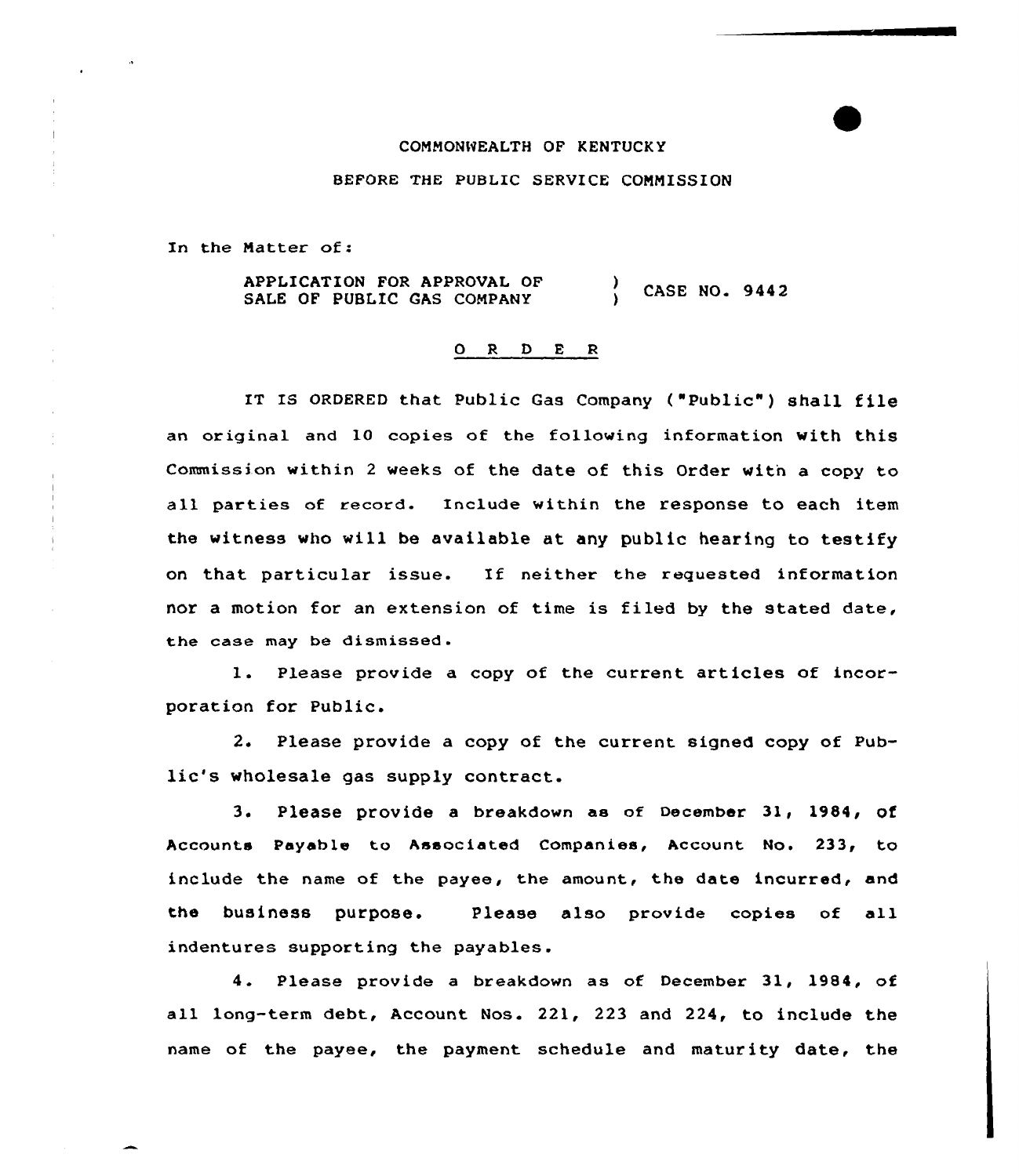COMMONWEALTH OF KENTUCKY

BEFORE THE PUBLIC SERVICE COMMISSION

In the Matter of:

APPLICATION FOR APPROVAL OF SALE OF PUBLIC GAS COMPANY ) CASE NO. 9442

## O R D E R

IT IS ORDERED that Public Gas Company ("Public") shall file an original and 10 copies of the following information with this Commission within 2 weeks of the date of this Order with a copy to all parties of record. Include within the response to each item the witness who will be available at any public hearing to testify on that particular issue. If neither the requested information nor a motion for an extension of time is filed by the stated date, the case may be dismissed.

1. Please provide a copy of the current articles of incorporation for Public.

2. Please provide a copy of the current signed copy of Public's wholesale gas supply contract.

3. Please provide a breakdown as of December 31, 1984, of Accounts Payable to Associated Companies, Account No. 233, to include the name of the payee, the amount, the date incurred, and the business purpose. Please also provide copies of all indentures supporting the payables.

4. Please provide a breakdown as of December 31, 1984, of all long-term debt, Account Nos. 221, 223 and 224, to include the name of the payee, the payment schedule and maturity date, the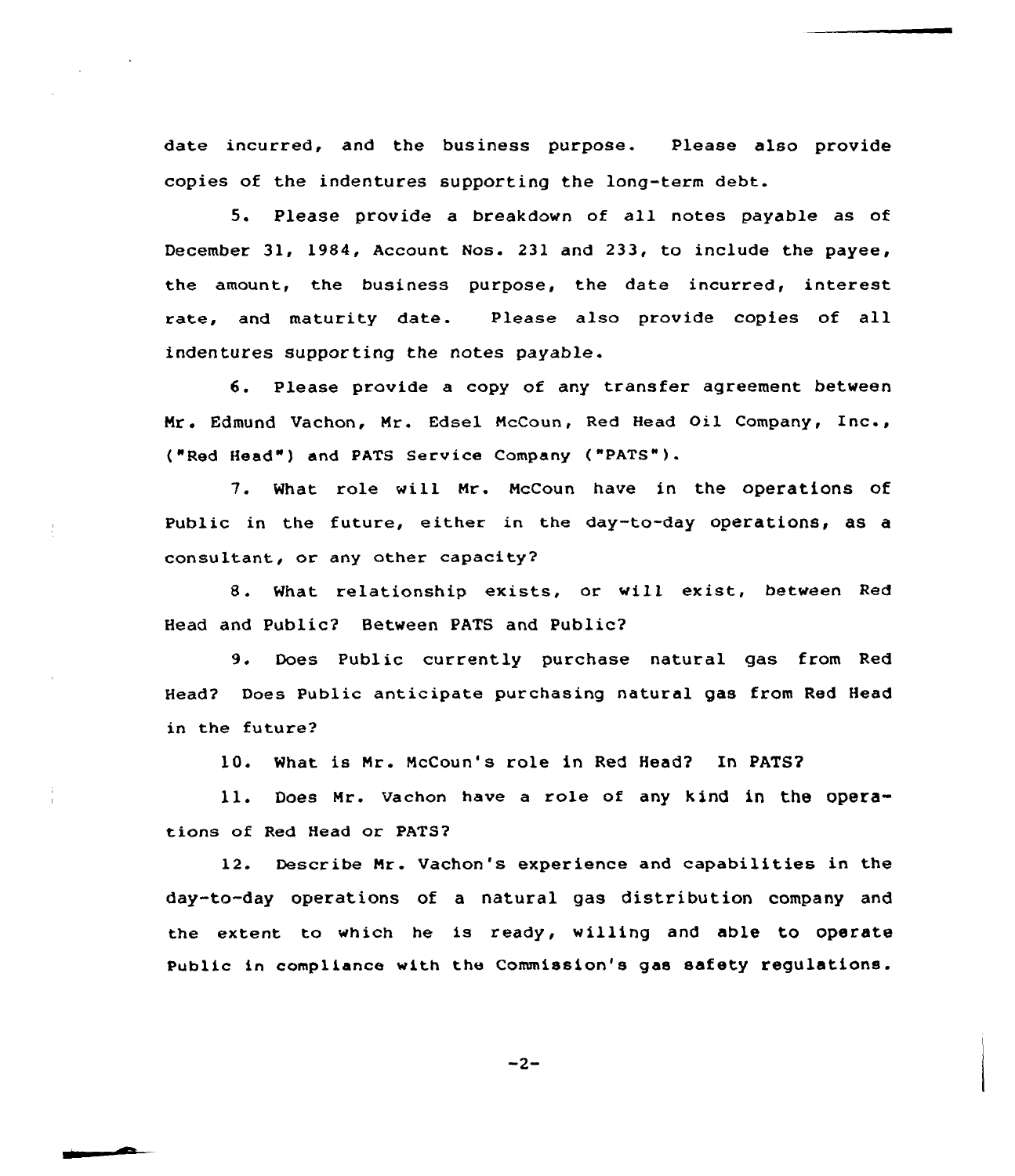date incurred, and the business purpose. Please also provide copies of the indentures supporting the long-term debt.

5. Please provide a breakdown of all notes payable as of December 31, 1984, Account Nos. 231 and 233, to include the payee, the amount, the business purpose, the date incurred, interest rate, and maturity date. Please also provide copies of all indentures supporting the notes payable.

6. Please provide a copy of any transfer agreement between Mr. Edmund Vachon, Mr. Edsel McCoun, Red Head Oil Company, Inc., ("Red Head") and PATS Service Company ("PATS").

7. What role will Mr. McCoun have in the operations of Public in the future, either in the day-to-day operations, as a consultant, or any other capacity?

8. What relationship exists, or will exist, between Red Head and Public? Between PATS and Public?

9. Does Public currently purchase natural gas from Red Head? Does Public anticipate purchasing natural gas from Red Head in the future?

10. What is Mr. McCoun's role in Red Head? In PATS?

11. Does Mr. Vachon have a role of any kind in the operations of Red Head or PATS?

12. Describe Mr. Vachon's experience and capabilities in the day-to-day operations of a natural gas distribution company and the extent to which he is ready, willing and able to operate Public in compliance with the Commission's gas safety regulations.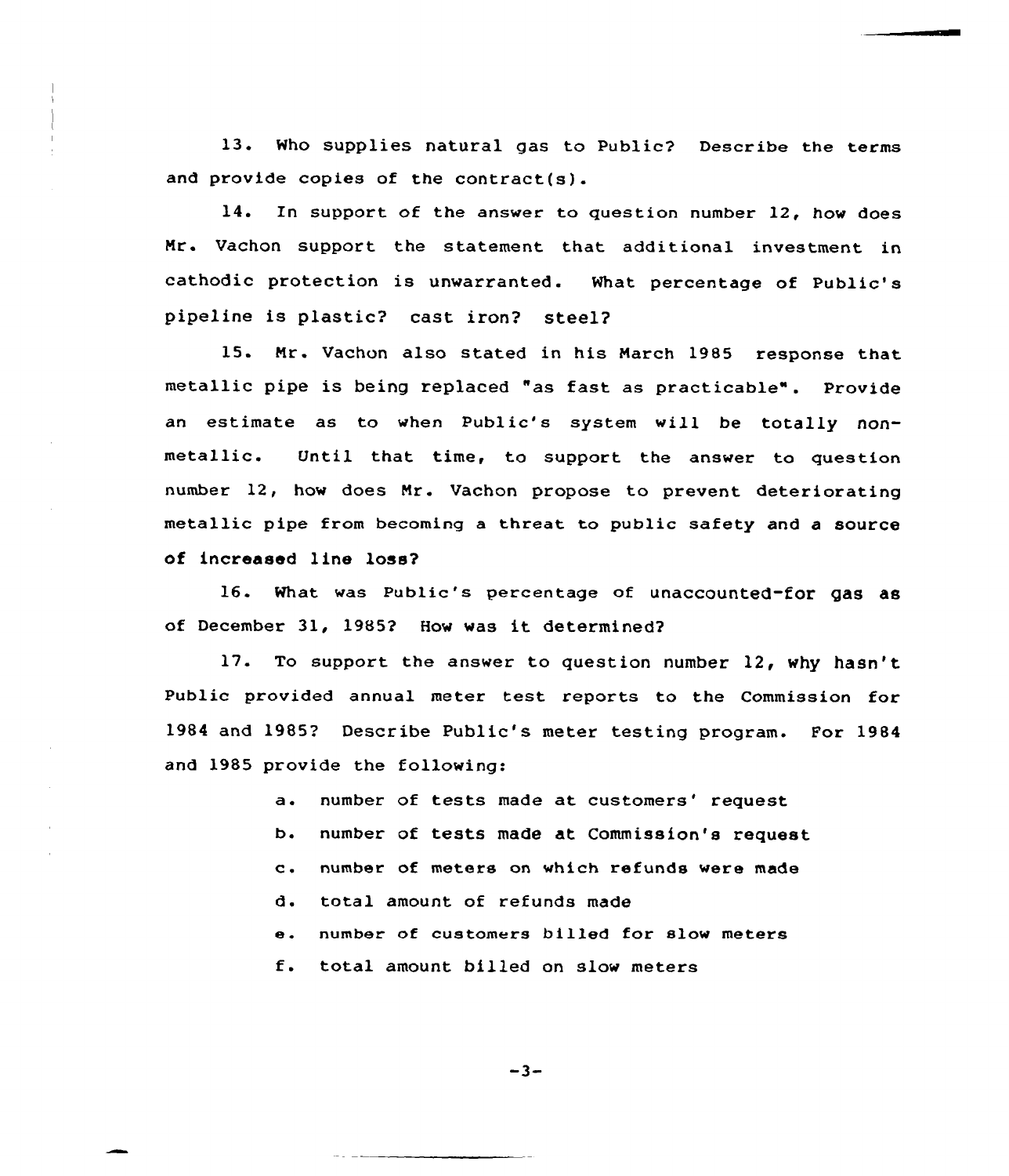13. Who supplies natural gas to Public? Describe the terms and provide copies of the contract(s).

14. In support of the answer to question number 12, how does Mr. Vachon support the statement that additional investment in cathodic protection is unwarranted. What percentage of Public's pipeline is plastic? cast iron? steel?

15. Mr. Vachon also stated in his March 1985 response that metallic pipe is being replaced "as fast as practicable". Provide an estimate as to when Public's system will be totally non-metallic. Until that time, to support the answer to question number 12, how does Mr. Vachon propose to prevent deteriorating metallic pipe from becoming a threat to public safety and a source of increased line loss?

16. What was Public's percentage of unaccounted-for gas as of December 31, 1985? How was it determined?

17. To support the answer to question number 12, why hasn't Public provided annual meter test reports to the Commission for 1984 and 1985? Describe Public's meter testing program. For 1984 and 1985 provide the following:

a. number of tests made at customers' request

b. number of tests made at Commission's request

c. number of meters on which refunds were made

d. total amount of refunds made

e. number of customers billed for slow meters

f. total amount billed on slow meters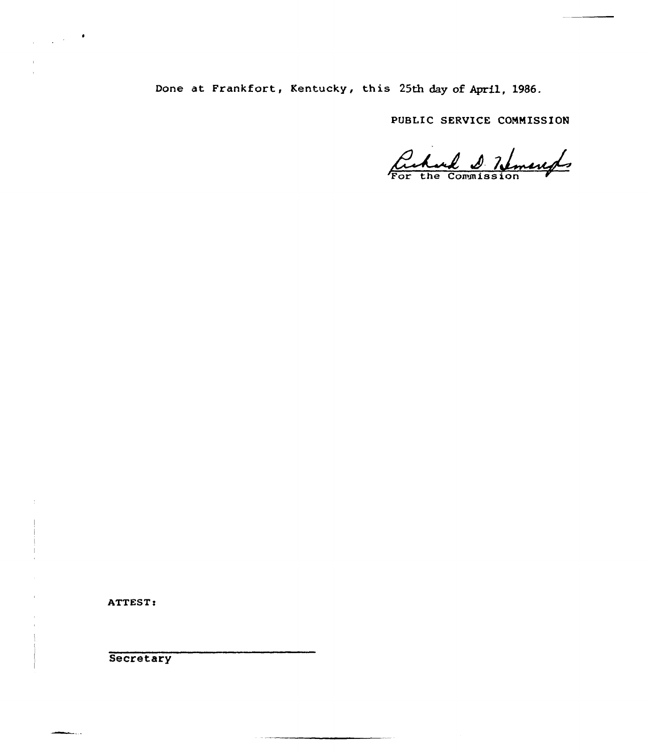Done at Frankfort, Kentucky, this 25th day of April, 1986.

PUBLIC SERVICE COMMISSION

For the Commission

ATTEST:

Secretary